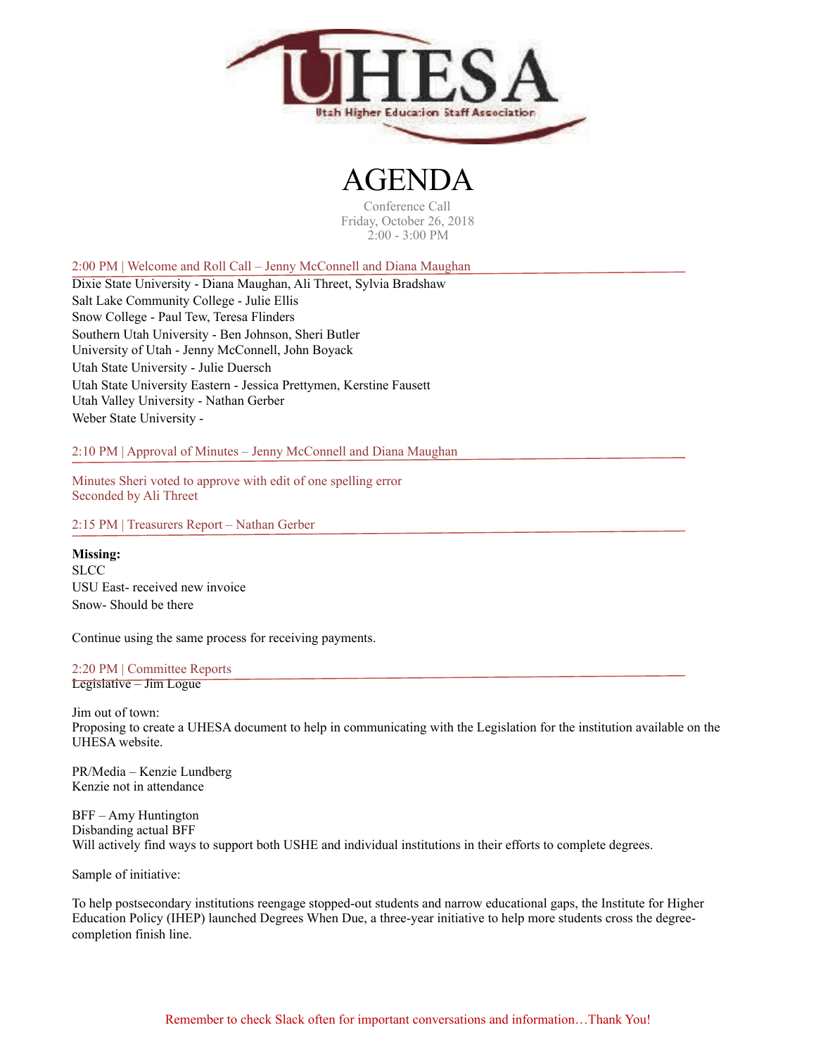UHESA

Utah Higher Education Staff Association

# AGENDA

Conference Call
Friday, October 26, 2018
2:00 - 3:00 PM

## 2:00 PM | Welcome and Roll Call – Jenny McConnell and Diana Maughan

Dixie State University - Diana Maughan, Ali Threet, Sylvia Bradshaw
Salt Lake Community College - Julie Ellis
Snow College - Paul Tew, Teresa Flinders
Southern Utah University - Ben Johnson, Sheri Butler
University of Utah - Jenny McConnell, John Boyack
Utah State University - Julie Duersch
Utah State University Eastern - Jessica Prettymen, Kerstine Fausett
Utah Valley University - Nathan Gerber
Weber State University -

## 2:10 PM | Approval of Minutes – Jenny McConnell and Diana Maughan

Minutes Sheri voted to approve with edit of one spelling error
Seconded by Ali Threet

## 2:15 PM | Treasurers Report – Nathan Gerber

**Missing:**
SLCC
USU East- received new invoice
Snow- Should be there

Continue using the same process for receiving payments.

## 2:20 PM | Committee Reports

Legislative – Jim Logue

Jim out of town:
Proposing to create a UHESA document to help in communicating with the Legislation for the institution available on the UHESA website.

PR/Media – Kenzie Lundberg
Kenzie not in attendance

BFF – Amy Huntington
Disbanding actual BFF
Will actively find ways to support both USHE and individual institutions in their efforts to complete degrees.

Sample of initiative:

To help postsecondary institutions reengage stopped-out students and narrow educational gaps, the Institute for Higher Education Policy (IHEP) launched Degrees When Due, a three-year initiative to help more students cross the degree-completion finish line.

Remember to check Slack often for important conversations and information…Thank You!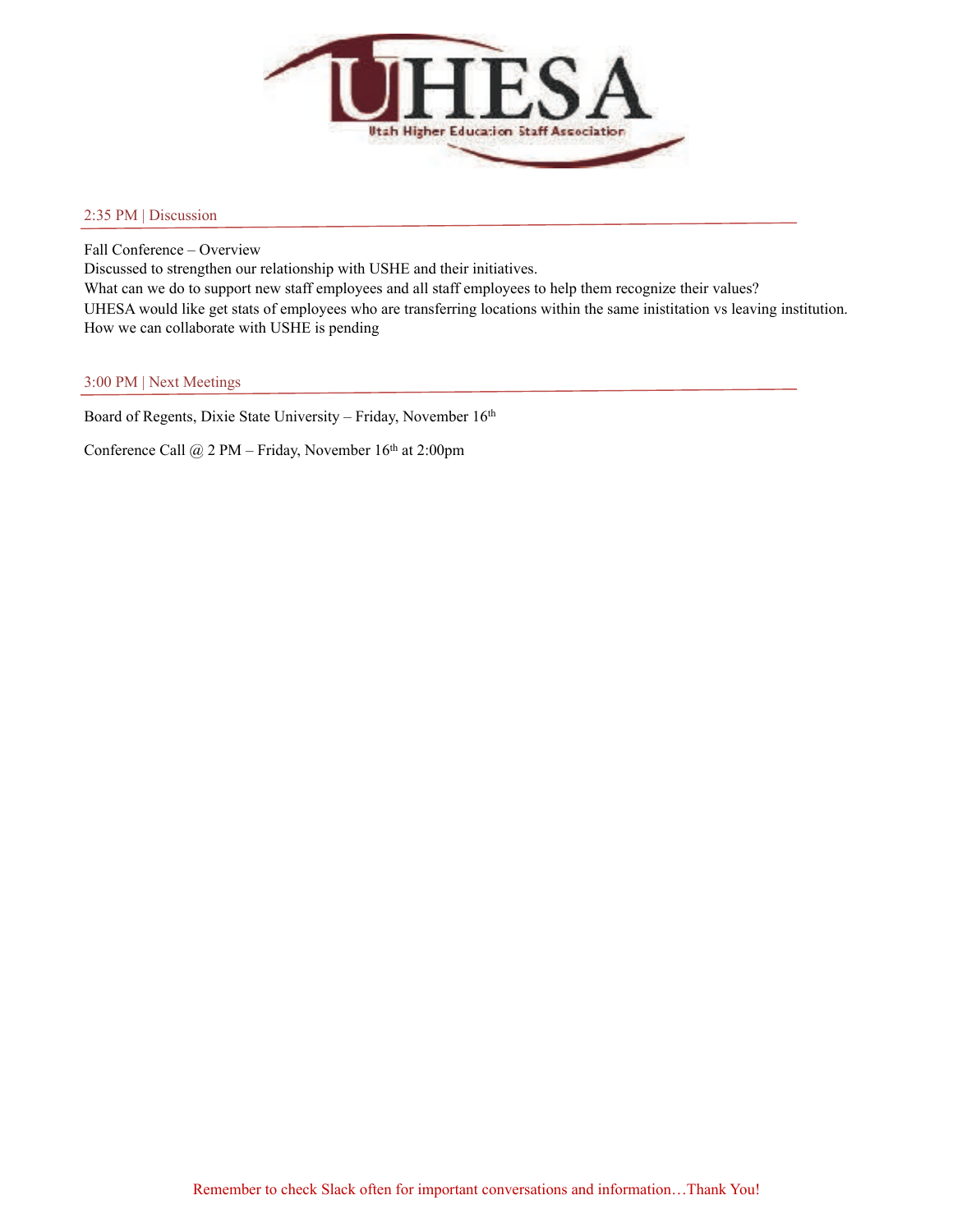## 2:35 PM | Discussion

Fall Conference – Overview
Discussed to strengthen our relationship with USHE and their initiatives.
What can we do to support new staff employees and all staff employees to help them recognize their values?
UHESA would like get stats of employees who are transferring locations within the same inistitation vs leaving institution.
How we can collaborate with USHE is pending

## 3:00 PM | Next Meetings

Board of Regents, Dixie State University – Friday, November 16th

Conference Call @ 2 PM – Friday, November 16th at 2:00pm

Remember to check Slack often for important conversations and information…Thank You!